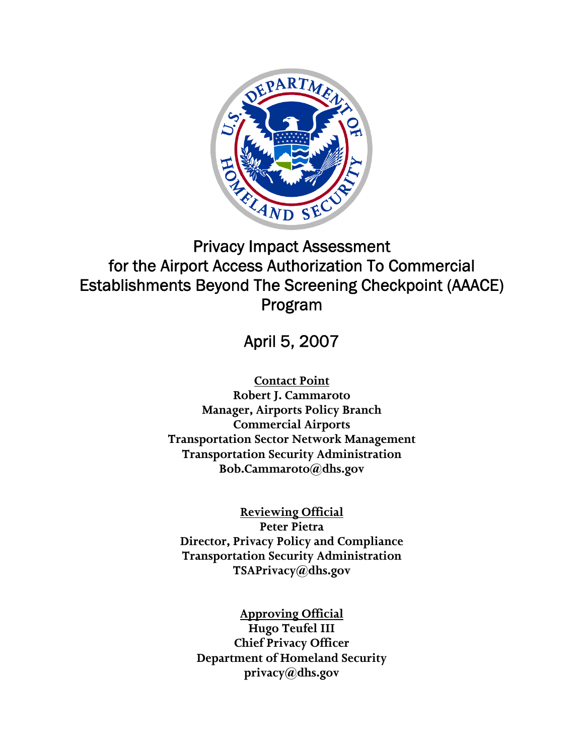# Privacy Impact Assessment for the Airport Access Authorization To Commercial Establishments Beyond The Screening Checkpoint (AAACE) Program

April 5, 2007

**Contact Point**
**Robert J. Cammaroto**
**Manager, Airports Policy Branch**
**Commercial Airports**
**Transportation Sector Network Management**
**Transportation Security Administration**
**Bob.Cammaroto@dhs.gov**

**Reviewing Official**
**Peter Pietra**
**Director, Privacy Policy and Compliance**
**Transportation Security Administration**
**TSAPrivacy@dhs.gov**

**Approving Official**
**Hugo Teufel III**
**Chief Privacy Officer**
**Department of Homeland Security**
**privacy@dhs.gov**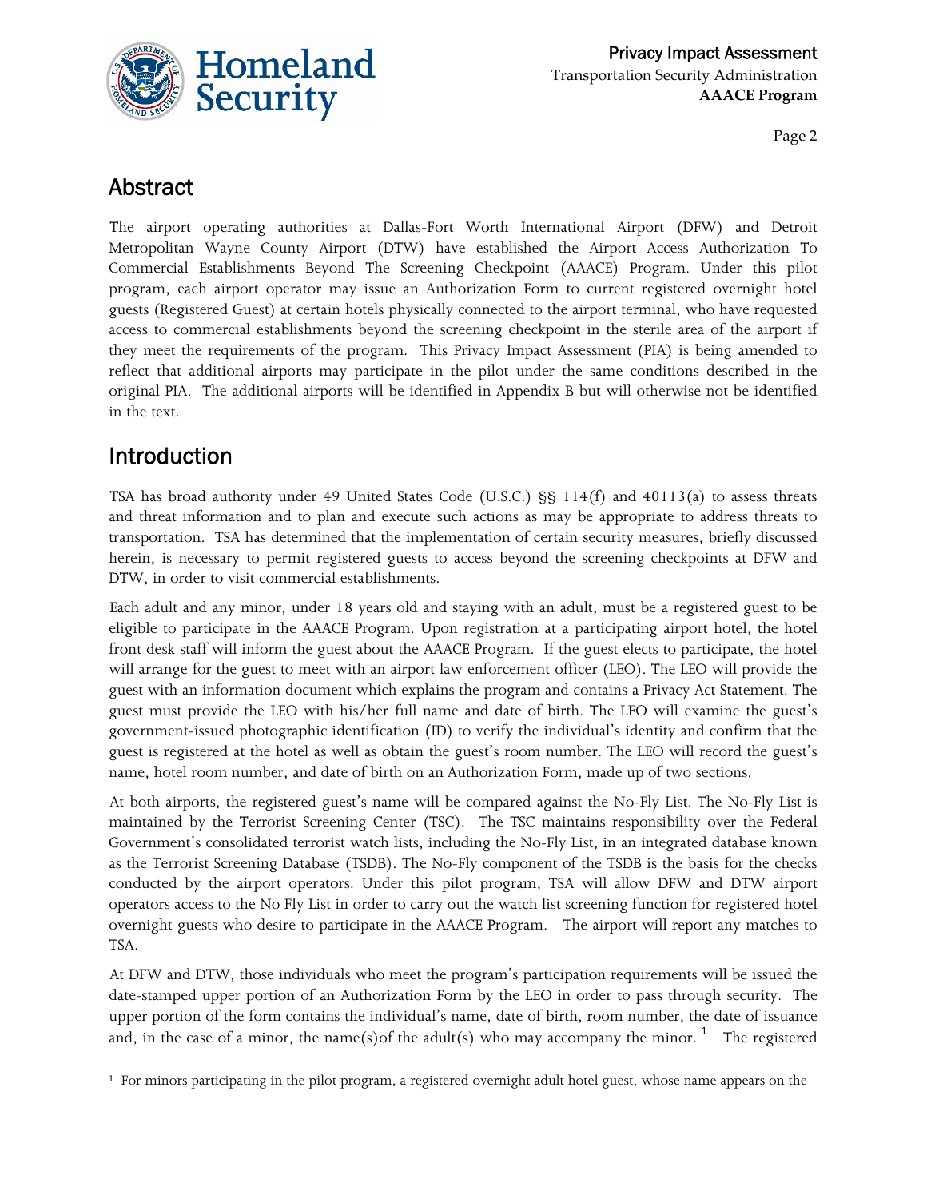## Abstract

The airport operating authorities at Dallas-Fort Worth International Airport (DFW) and Detroit Metropolitan Wayne County Airport (DTW) have established the Airport Access Authorization To Commercial Establishments Beyond The Screening Checkpoint (AAACE) Program. Under this pilot program, each airport operator may issue an Authorization Form to current registered overnight hotel guests (Registered Guest) at certain hotels physically connected to the airport terminal, who have requested access to commercial establishments beyond the screening checkpoint in the sterile area of the airport if they meet the requirements of the program. This Privacy Impact Assessment (PIA) is being amended to reflect that additional airports may participate in the pilot under the same conditions described in the original PIA. The additional airports will be identified in Appendix B but will otherwise not be identified in the text.

## Introduction

TSA has broad authority under 49 United States Code (U.S.C.) §§ 114(f) and 40113(a) to assess threats and threat information and to plan and execute such actions as may be appropriate to address threats to transportation. TSA has determined that the implementation of certain security measures, briefly discussed herein, is necessary to permit registered guests to access beyond the screening checkpoints at DFW and DTW, in order to visit commercial establishments.

Each adult and any minor, under 18 years old and staying with an adult, must be a registered guest to be eligible to participate in the AAACE Program. Upon registration at a participating airport hotel, the hotel front desk staff will inform the guest about the AAACE Program. If the guest elects to participate, the hotel will arrange for the guest to meet with an airport law enforcement officer (LEO). The LEO will provide the guest with an information document which explains the program and contains a Privacy Act Statement. The guest must provide the LEO with his/her full name and date of birth. The LEO will examine the guest's government-issued photographic identification (ID) to verify the individual's identity and confirm that the guest is registered at the hotel as well as obtain the guest's room number. The LEO will record the guest's name, hotel room number, and date of birth on an Authorization Form, made up of two sections.

At both airports, the registered guest's name will be compared against the No-Fly List. The No-Fly List is maintained by the Terrorist Screening Center (TSC). The TSC maintains responsibility over the Federal Government's consolidated terrorist watch lists, including the No-Fly List, in an integrated database known as the Terrorist Screening Database (TSDB). The No-Fly component of the TSDB is the basis for the checks conducted by the airport operators. Under this pilot program, TSA will allow DFW and DTW airport operators access to the No Fly List in order to carry out the watch list screening function for registered hotel overnight guests who desire to participate in the AAACE Program. The airport will report any matches to TSA.

At DFW and DTW, those individuals who meet the program's participation requirements will be issued the date-stamped upper portion of an Authorization Form by the LEO in order to pass through security. The upper portion of the form contains the individual's name, date of birth, room number, the date of issuance and, in the case of a minor, the name(s)of the adult(s) who may accompany the minor. [1] The registered

[1] For minors participating in the pilot program, a registered overnight adult hotel guest, whose name appears on the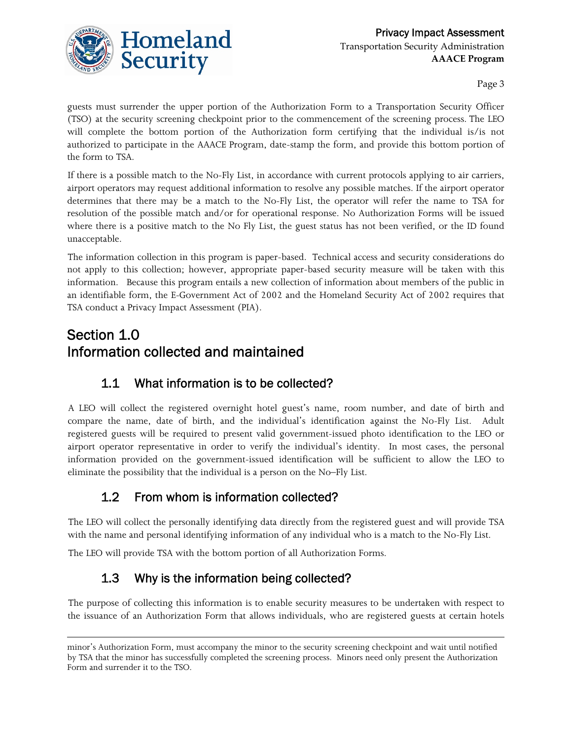guests must surrender the upper portion of the Authorization Form to a Transportation Security Officer (TSO) at the security screening checkpoint prior to the commencement of the screening process. The LEO will complete the bottom portion of the Authorization form certifying that the individual is/is not authorized to participate in the AAACE Program, date-stamp the form, and provide this bottom portion of the form to TSA.

If there is a possible match to the No-Fly List, in accordance with current protocols applying to air carriers, airport operators may request additional information to resolve any possible matches. If the airport operator determines that there may be a match to the No-Fly List, the operator will refer the name to TSA for resolution of the possible match and/or for operational response. No Authorization Forms will be issued where there is a positive match to the No Fly List, the guest status has not been verified, or the ID found unacceptable.

The information collection in this program is paper-based. Technical access and security considerations do not apply to this collection; however, appropriate paper-based security measure will be taken with this information. Because this program entails a new collection of information about members of the public in an identifiable form, the E-Government Act of 2002 and the Homeland Security Act of 2002 requires that TSA conduct a Privacy Impact Assessment (PIA).

# Section 1.0
# Information collected and maintained

## 1.1 What information is to be collected?

A LEO will collect the registered overnight hotel guest's name, room number, and date of birth and compare the name, date of birth, and the individual's identification against the No-Fly List. Adult registered guests will be required to present valid government-issued photo identification to the LEO or airport operator representative in order to verify the individual's identity. In most cases, the personal information provided on the government-issued identification will be sufficient to allow the LEO to eliminate the possibility that the individual is a person on the No–Fly List.

## 1.2 From whom is information collected?

The LEO will collect the personally identifying data directly from the registered guest and will provide TSA with the name and personal identifying information of any individual who is a match to the No-Fly List.

The LEO will provide TSA with the bottom portion of all Authorization Forms.

## 1.3 Why is the information being collected?

The purpose of collecting this information is to enable security measures to be undertaken with respect to the issuance of an Authorization Form that allows individuals, who are registered guests at certain hotels

---

minor's Authorization Form, must accompany the minor to the security screening checkpoint and wait until notified by TSA that the minor has successfully completed the screening process. Minors need only present the Authorization Form and surrender it to the TSO.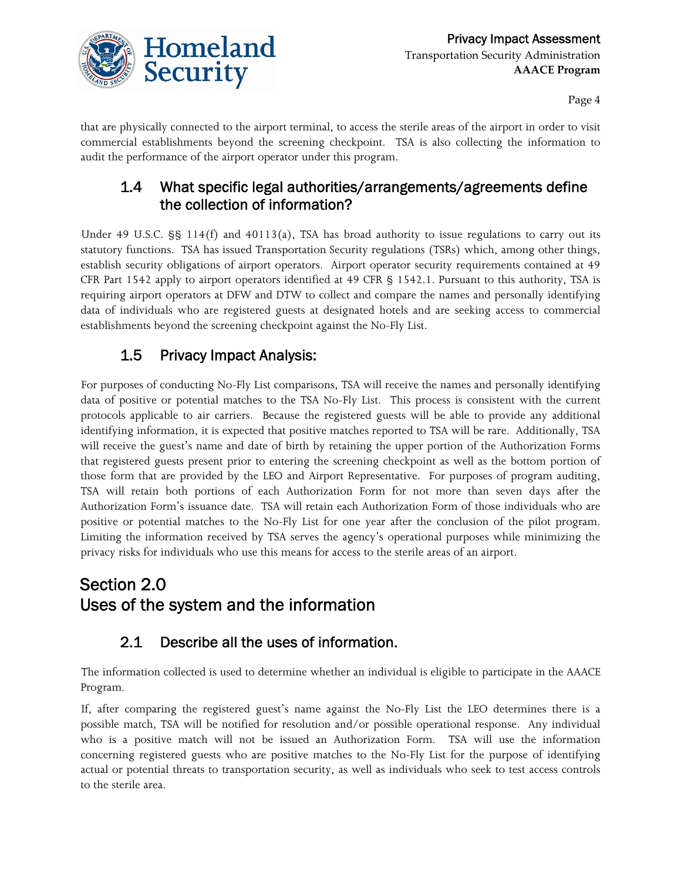that are physically connected to the airport terminal, to access the sterile areas of the airport in order to visit commercial establishments beyond the screening checkpoint. TSA is also collecting the information to audit the performance of the airport operator under this program.

### 1.4 What specific legal authorities/arrangements/agreements define the collection of information?

Under 49 U.S.C. §§ 114(f) and 40113(a), TSA has broad authority to issue regulations to carry out its statutory functions. TSA has issued Transportation Security regulations (TSRs) which, among other things, establish security obligations of airport operators. Airport operator security requirements contained at 49 CFR Part 1542 apply to airport operators identified at 49 CFR § 1542.1. Pursuant to this authority, TSA is requiring airport operators at DFW and DTW to collect and compare the names and personally identifying data of individuals who are registered guests at designated hotels and are seeking access to commercial establishments beyond the screening checkpoint against the No-Fly List.

### 1.5 Privacy Impact Analysis:

For purposes of conducting No-Fly List comparisons, TSA will receive the names and personally identifying data of positive or potential matches to the TSA No-Fly List. This process is consistent with the current protocols applicable to air carriers. Because the registered guests will be able to provide any additional identifying information, it is expected that positive matches reported to TSA will be rare. Additionally, TSA will receive the guest's name and date of birth by retaining the upper portion of the Authorization Forms that registered guests present prior to entering the screening checkpoint as well as the bottom portion of those form that are provided by the LEO and Airport Representative. For purposes of program auditing, TSA will retain both portions of each Authorization Form for not more than seven days after the Authorization Form's issuance date. TSA will retain each Authorization Form of those individuals who are positive or potential matches to the No-Fly List for one year after the conclusion of the pilot program. Limiting the information received by TSA serves the agency's operational purposes while minimizing the privacy risks for individuals who use this means for access to the sterile areas of an airport.

## Section 2.0 Uses of the system and the information

### 2.1 Describe all the uses of information.

The information collected is used to determine whether an individual is eligible to participate in the AAACE Program.

If, after comparing the registered guest's name against the No-Fly List the LEO determines there is a possible match, TSA will be notified for resolution and/or possible operational response. Any individual who is a positive match will not be issued an Authorization Form. TSA will use the information concerning registered guests who are positive matches to the No-Fly List for the purpose of identifying actual or potential threats to transportation security, as well as individuals who seek to test access controls to the sterile area.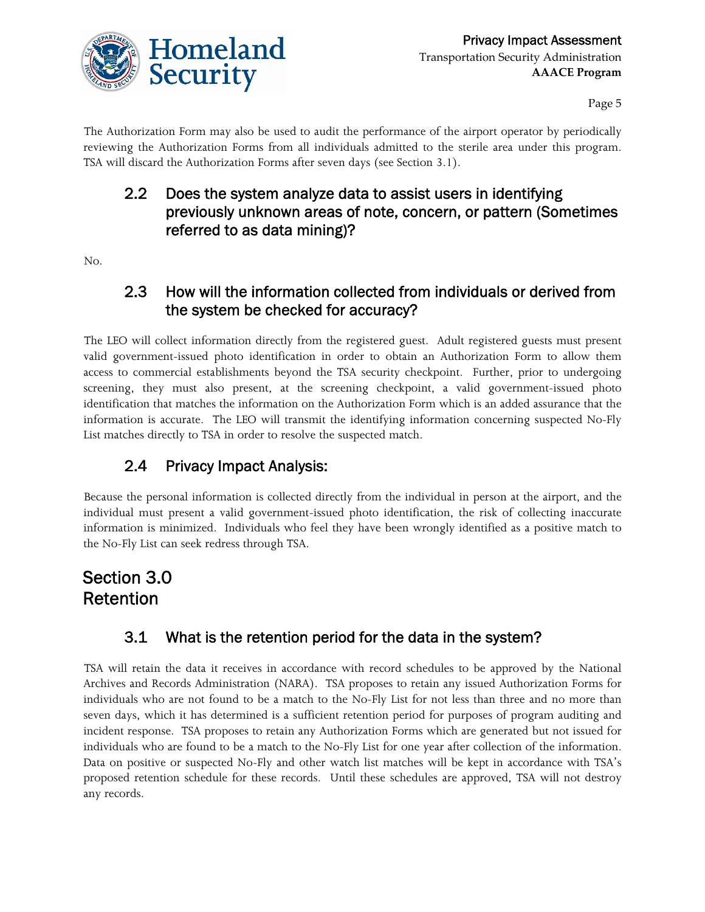The Authorization Form may also be used to audit the performance of the airport operator by periodically reviewing the Authorization Forms from all individuals admitted to the sterile area under this program. TSA will discard the Authorization Forms after seven days (see Section 3.1).

### 2.2 Does the system analyze data to assist users in identifying previously unknown areas of note, concern, or pattern (Sometimes referred to as data mining)?

No.

### 2.3 How will the information collected from individuals or derived from the system be checked for accuracy?

The LEO will collect information directly from the registered guest. Adult registered guests must present valid government-issued photo identification in order to obtain an Authorization Form to allow them access to commercial establishments beyond the TSA security checkpoint. Further, prior to undergoing screening, they must also present, at the screening checkpoint, a valid government-issued photo identification that matches the information on the Authorization Form which is an added assurance that the information is accurate. The LEO will transmit the identifying information concerning suspected No-Fly List matches directly to TSA in order to resolve the suspected match.

### 2.4 Privacy Impact Analysis:

Because the personal information is collected directly from the individual in person at the airport, and the individual must present a valid government-issued photo identification, the risk of collecting inaccurate information is minimized. Individuals who feel they have been wrongly identified as a positive match to the No-Fly List can seek redress through TSA.

## Section 3.0 Retention

### 3.1 What is the retention period for the data in the system?

TSA will retain the data it receives in accordance with record schedules to be approved by the National Archives and Records Administration (NARA). TSA proposes to retain any issued Authorization Forms for individuals who are not found to be a match to the No-Fly List for not less than three and no more than seven days, which it has determined is a sufficient retention period for purposes of program auditing and incident response. TSA proposes to retain any Authorization Forms which are generated but not issued for individuals who are found to be a match to the No-Fly List for one year after collection of the information. Data on positive or suspected No-Fly and other watch list matches will be kept in accordance with TSA's proposed retention schedule for these records. Until these schedules are approved, TSA will not destroy any records.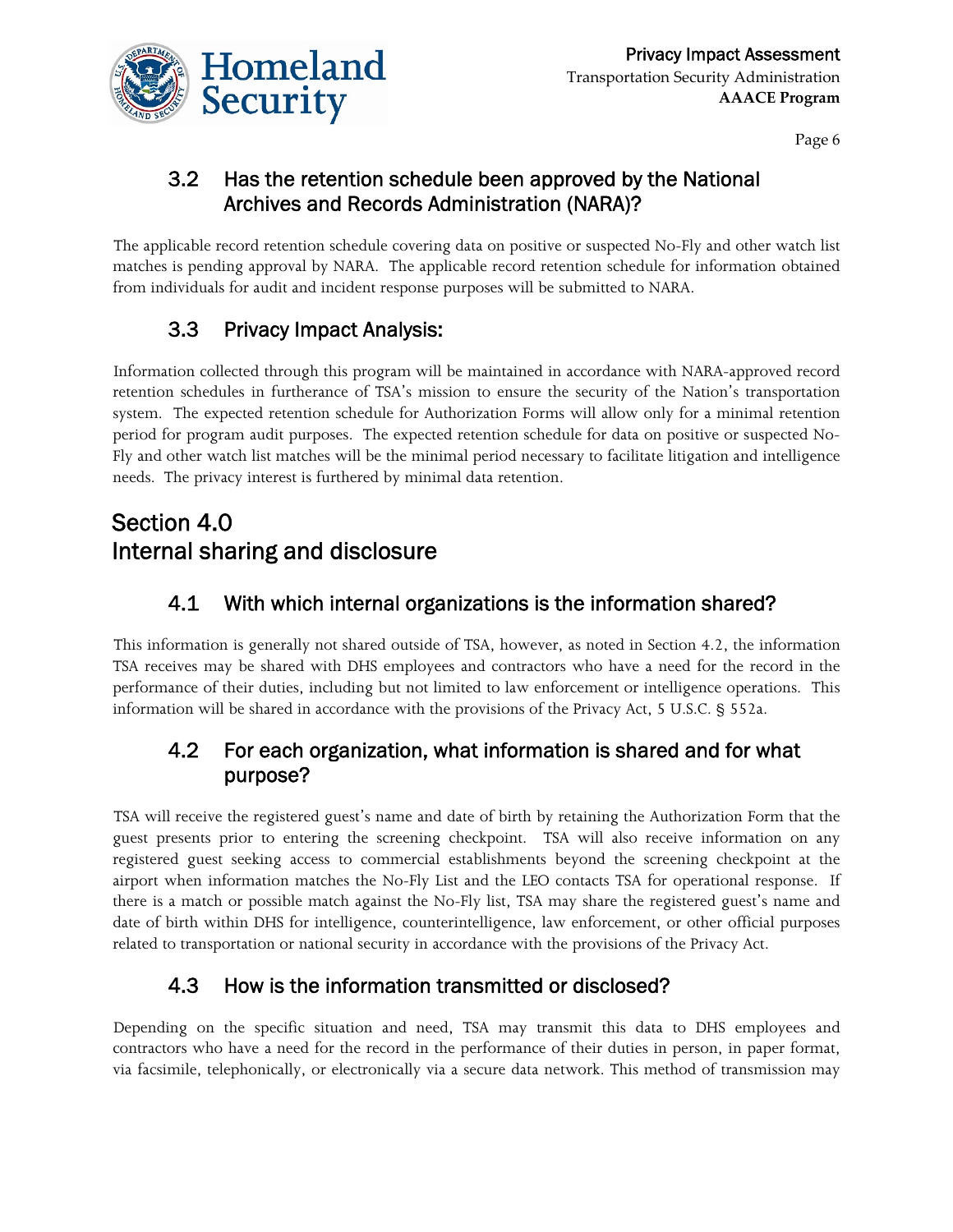### 3.2 Has the retention schedule been approved by the National Archives and Records Administration (NARA)?

The applicable record retention schedule covering data on positive or suspected No-Fly and other watch list matches is pending approval by NARA. The applicable record retention schedule for information obtained from individuals for audit and incident response purposes will be submitted to NARA.

### 3.3 Privacy Impact Analysis:

Information collected through this program will be maintained in accordance with NARA-approved record retention schedules in furtherance of TSA's mission to ensure the security of the Nation's transportation system. The expected retention schedule for Authorization Forms will allow only for a minimal retention period for program audit purposes. The expected retention schedule for data on positive or suspected No-Fly and other watch list matches will be the minimal period necessary to facilitate litigation and intelligence needs. The privacy interest is furthered by minimal data retention.

## Section 4.0 Internal sharing and disclosure

### 4.1 With which internal organizations is the information shared?

This information is generally not shared outside of TSA, however, as noted in Section 4.2, the information TSA receives may be shared with DHS employees and contractors who have a need for the record in the performance of their duties, including but not limited to law enforcement or intelligence operations. This information will be shared in accordance with the provisions of the Privacy Act, 5 U.S.C. § 552a.

### 4.2 For each organization, what information is shared and for what purpose?

TSA will receive the registered guest's name and date of birth by retaining the Authorization Form that the guest presents prior to entering the screening checkpoint. TSA will also receive information on any registered guest seeking access to commercial establishments beyond the screening checkpoint at the airport when information matches the No-Fly List and the LEO contacts TSA for operational response. If there is a match or possible match against the No-Fly list, TSA may share the registered guest's name and date of birth within DHS for intelligence, counterintelligence, law enforcement, or other official purposes related to transportation or national security in accordance with the provisions of the Privacy Act.

### 4.3 How is the information transmitted or disclosed?

Depending on the specific situation and need, TSA may transmit this data to DHS employees and contractors who have a need for the record in the performance of their duties in person, in paper format, via facsimile, telephonically, or electronically via a secure data network. This method of transmission may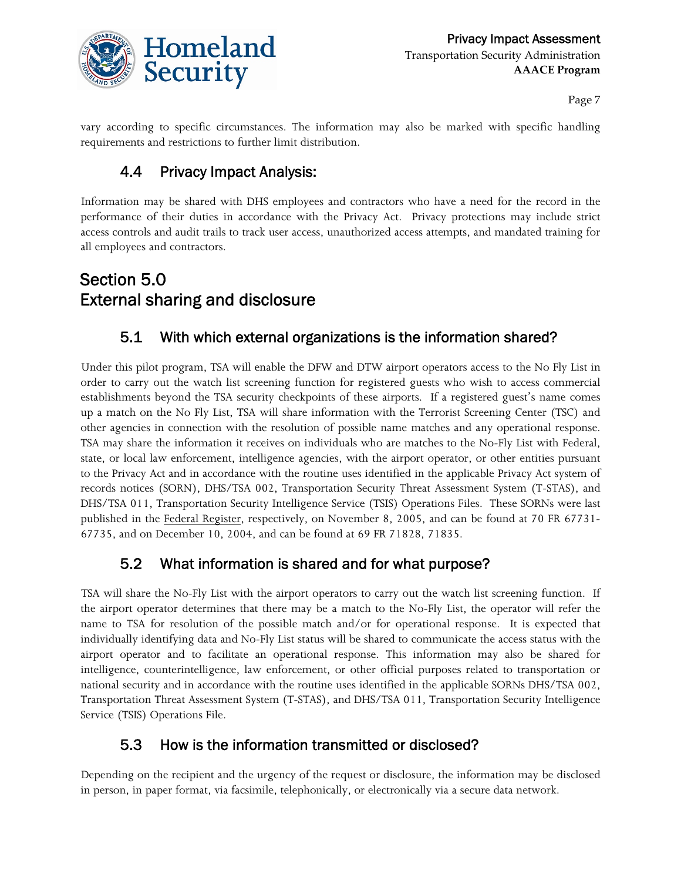vary according to specific circumstances. The information may also be marked with specific handling requirements and restrictions to further limit distribution.

### 4.4 Privacy Impact Analysis:

Information may be shared with DHS employees and contractors who have a need for the record in the performance of their duties in accordance with the Privacy Act. Privacy protections may include strict access controls and audit trails to track user access, unauthorized access attempts, and mandated training for all employees and contractors.

## Section 5.0 External sharing and disclosure

### 5.1 With which external organizations is the information shared?

Under this pilot program, TSA will enable the DFW and DTW airport operators access to the No Fly List in order to carry out the watch list screening function for registered guests who wish to access commercial establishments beyond the TSA security checkpoints of these airports. If a registered guest's name comes up a match on the No Fly List, TSA will share information with the Terrorist Screening Center (TSC) and other agencies in connection with the resolution of possible name matches and any operational response. TSA may share the information it receives on individuals who are matches to the No-Fly List with Federal, state, or local law enforcement, intelligence agencies, with the airport operator, or other entities pursuant to the Privacy Act and in accordance with the routine uses identified in the applicable Privacy Act system of records notices (SORN), DHS/TSA 002, Transportation Security Threat Assessment System (T-STAS), and DHS/TSA 011, Transportation Security Intelligence Service (TSIS) Operations Files. These SORNs were last published in the Federal Register, respectively, on November 8, 2005, and can be found at 70 FR 67731-67735, and on December 10, 2004, and can be found at 69 FR 71828, 71835.

### 5.2 What information is shared and for what purpose?

TSA will share the No-Fly List with the airport operators to carry out the watch list screening function. If the airport operator determines that there may be a match to the No-Fly List, the operator will refer the name to TSA for resolution of the possible match and/or for operational response. It is expected that individually identifying data and No-Fly List status will be shared to communicate the access status with the airport operator and to facilitate an operational response. This information may also be shared for intelligence, counterintelligence, law enforcement, or other official purposes related to transportation or national security and in accordance with the routine uses identified in the applicable SORNs DHS/TSA 002, Transportation Threat Assessment System (T-STAS), and DHS/TSA 011, Transportation Security Intelligence Service (TSIS) Operations File.

### 5.3 How is the information transmitted or disclosed?

Depending on the recipient and the urgency of the request or disclosure, the information may be disclosed in person, in paper format, via facsimile, telephonically, or electronically via a secure data network.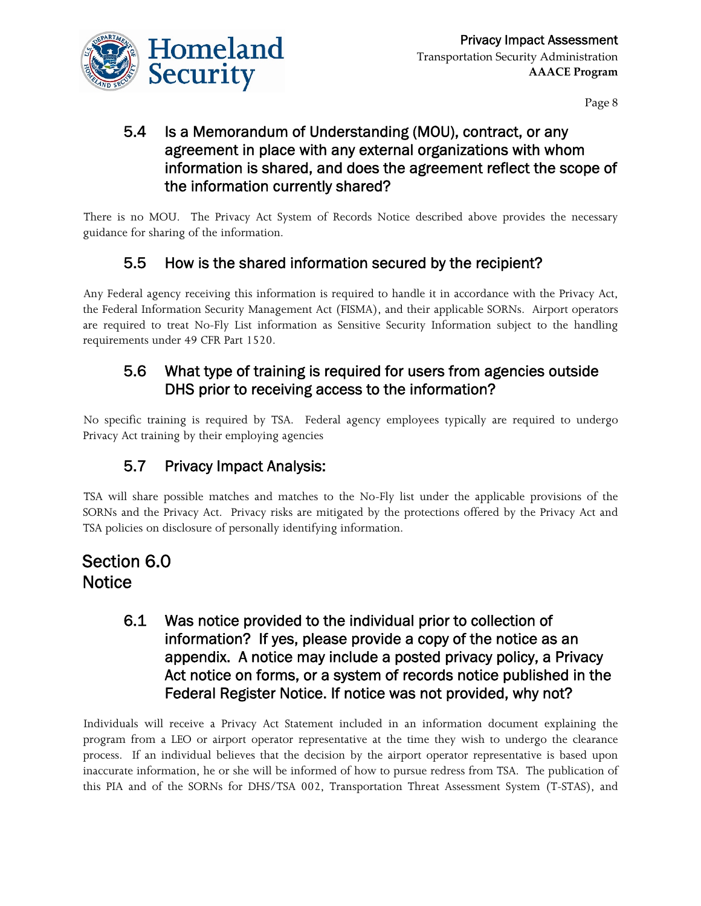### 5.4 Is a Memorandum of Understanding (MOU), contract, or any agreement in place with any external organizations with whom information is shared, and does the agreement reflect the scope of the information currently shared?

There is no MOU. The Privacy Act System of Records Notice described above provides the necessary guidance for sharing of the information.

### 5.5 How is the shared information secured by the recipient?

Any Federal agency receiving this information is required to handle it in accordance with the Privacy Act, the Federal Information Security Management Act (FISMA), and their applicable SORNs. Airport operators are required to treat No-Fly List information as Sensitive Security Information subject to the handling requirements under 49 CFR Part 1520.

### 5.6 What type of training is required for users from agencies outside DHS prior to receiving access to the information?

No specific training is required by TSA. Federal agency employees typically are required to undergo Privacy Act training by their employing agencies

### 5.7 Privacy Impact Analysis:

TSA will share possible matches and matches to the No-Fly list under the applicable provisions of the SORNs and the Privacy Act. Privacy risks are mitigated by the protections offered by the Privacy Act and TSA policies on disclosure of personally identifying information.

## Section 6.0 Notice

### 6.1 Was notice provided to the individual prior to collection of information? If yes, please provide a copy of the notice as an appendix. A notice may include a posted privacy policy, a Privacy Act notice on forms, or a system of records notice published in the Federal Register Notice. If notice was not provided, why not?

Individuals will receive a Privacy Act Statement included in an information document explaining the program from a LEO or airport operator representative at the time they wish to undergo the clearance process. If an individual believes that the decision by the airport operator representative is based upon inaccurate information, he or she will be informed of how to pursue redress from TSA. The publication of this PIA and of the SORNs for DHS/TSA 002, Transportation Threat Assessment System (T-STAS), and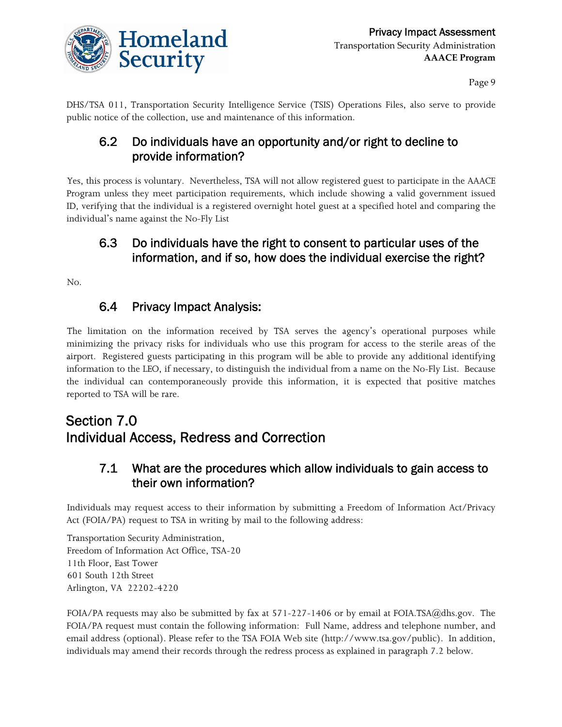DHS/TSA 011, Transportation Security Intelligence Service (TSIS) Operations Files, also serve to provide public notice of the collection, use and maintenance of this information.

### 6.2 Do individuals have an opportunity and/or right to decline to provide information?

Yes, this process is voluntary. Nevertheless, TSA will not allow registered guest to participate in the AAACE Program unless they meet participation requirements, which include showing a valid government issued ID, verifying that the individual is a registered overnight hotel guest at a specified hotel and comparing the individual's name against the No-Fly List

### 6.3 Do individuals have the right to consent to particular uses of the information, and if so, how does the individual exercise the right?

No.

### 6.4 Privacy Impact Analysis:

The limitation on the information received by TSA serves the agency's operational purposes while minimizing the privacy risks for individuals who use this program for access to the sterile areas of the airport. Registered guests participating in this program will be able to provide any additional identifying information to the LEO, if necessary, to distinguish the individual from a name on the No-Fly List. Because the individual can contemporaneously provide this information, it is expected that positive matches reported to TSA will be rare.

## Section 7.0 Individual Access, Redress and Correction

### 7.1 What are the procedures which allow individuals to gain access to their own information?

Individuals may request access to their information by submitting a Freedom of Information Act/Privacy Act (FOIA/PA) request to TSA in writing by mail to the following address:

Transportation Security Administration,
Freedom of Information Act Office, TSA-20
11th Floor, East Tower
601 South 12th Street
Arlington, VA 22202-4220

FOIA/PA requests may also be submitted by fax at 571-227-1406 or by email at FOIA.TSA@dhs.gov. The FOIA/PA request must contain the following information: Full Name, address and telephone number, and email address (optional). Please refer to the TSA FOIA Web site (http://www.tsa.gov/public). In addition, individuals may amend their records through the redress process as explained in paragraph 7.2 below.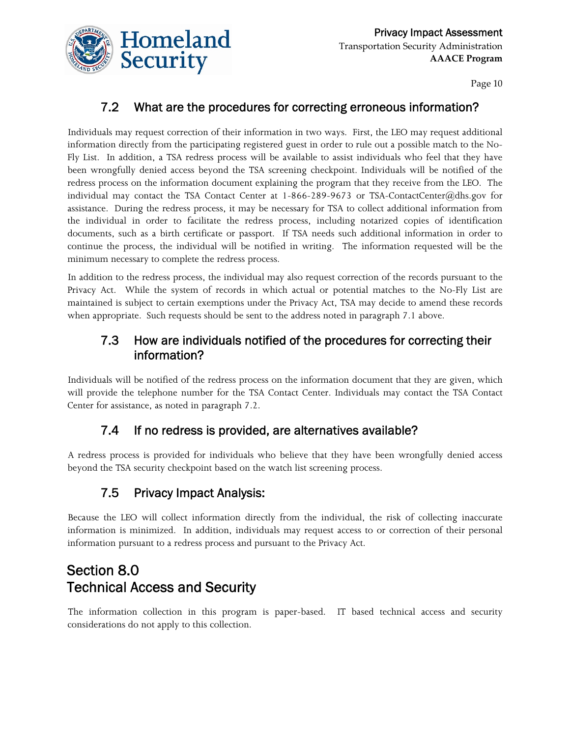### 7.2 What are the procedures for correcting erroneous information?

Individuals may request correction of their information in two ways. First, the LEO may request additional information directly from the participating registered guest in order to rule out a possible match to the No-Fly List. In addition, a TSA redress process will be available to assist individuals who feel that they have been wrongfully denied access beyond the TSA screening checkpoint. Individuals will be notified of the redress process on the information document explaining the program that they receive from the LEO. The individual may contact the TSA Contact Center at 1-866-289-9673 or TSA-ContactCenter@dhs.gov for assistance. During the redress process, it may be necessary for TSA to collect additional information from the individual in order to facilitate the redress process, including notarized copies of identification documents, such as a birth certificate or passport. If TSA needs such additional information in order to continue the process, the individual will be notified in writing. The information requested will be the minimum necessary to complete the redress process.

In addition to the redress process, the individual may also request correction of the records pursuant to the Privacy Act. While the system of records in which actual or potential matches to the No-Fly List are maintained is subject to certain exemptions under the Privacy Act, TSA may decide to amend these records when appropriate. Such requests should be sent to the address noted in paragraph 7.1 above.

### 7.3 How are individuals notified of the procedures for correcting their information?

Individuals will be notified of the redress process on the information document that they are given, which will provide the telephone number for the TSA Contact Center. Individuals may contact the TSA Contact Center for assistance, as noted in paragraph 7.2.

### 7.4 If no redress is provided, are alternatives available?

A redress process is provided for individuals who believe that they have been wrongfully denied access beyond the TSA security checkpoint based on the watch list screening process.

### 7.5 Privacy Impact Analysis:

Because the LEO will collect information directly from the individual, the risk of collecting inaccurate information is minimized. In addition, individuals may request access to or correction of their personal information pursuant to a redress process and pursuant to the Privacy Act.

## Section 8.0 Technical Access and Security

The information collection in this program is paper-based. IT based technical access and security considerations do not apply to this collection.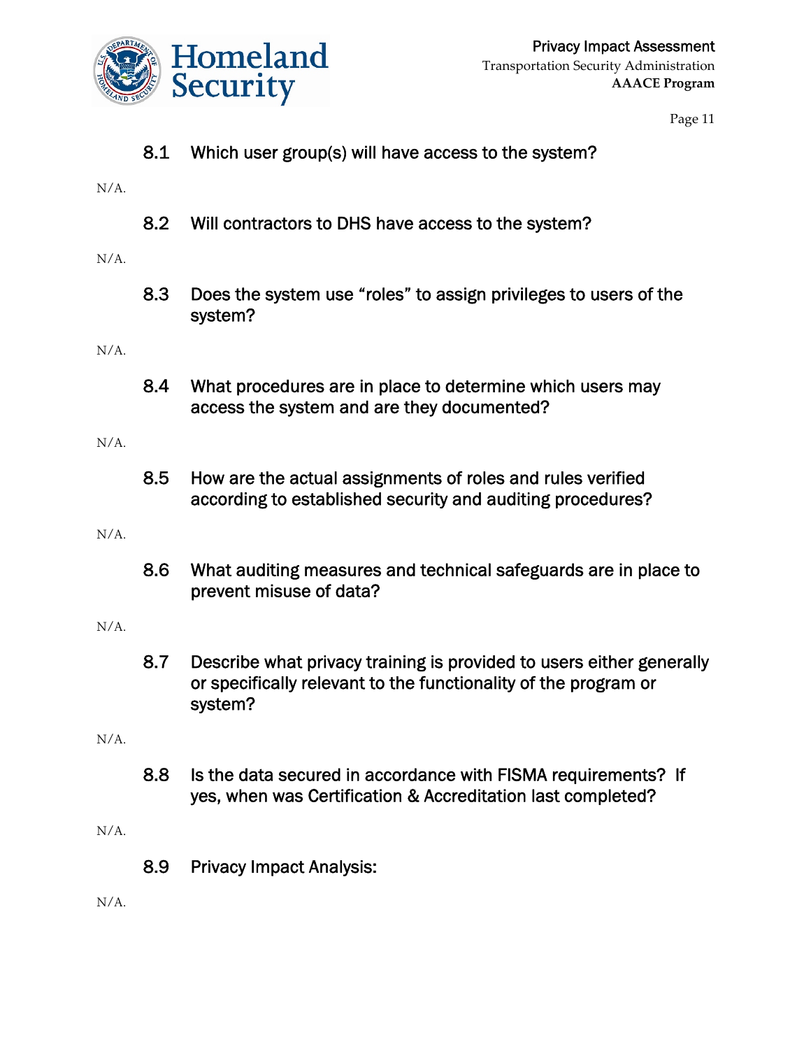### 8.1 Which user group(s) will have access to the system?

N/A.

### 8.2 Will contractors to DHS have access to the system?

N/A.

### 8.3 Does the system use "roles" to assign privileges to users of the system?

N/A.

### 8.4 What procedures are in place to determine which users may access the system and are they documented?

N/A.

### 8.5 How are the actual assignments of roles and rules verified according to established security and auditing procedures?

N/A.

### 8.6 What auditing measures and technical safeguards are in place to prevent misuse of data?

N/A.

### 8.7 Describe what privacy training is provided to users either generally or specifically relevant to the functionality of the program or system?

N/A.

### 8.8 Is the data secured in accordance with FISMA requirements? If yes, when was Certification & Accreditation last completed?

N/A.

### 8.9 Privacy Impact Analysis:

N/A.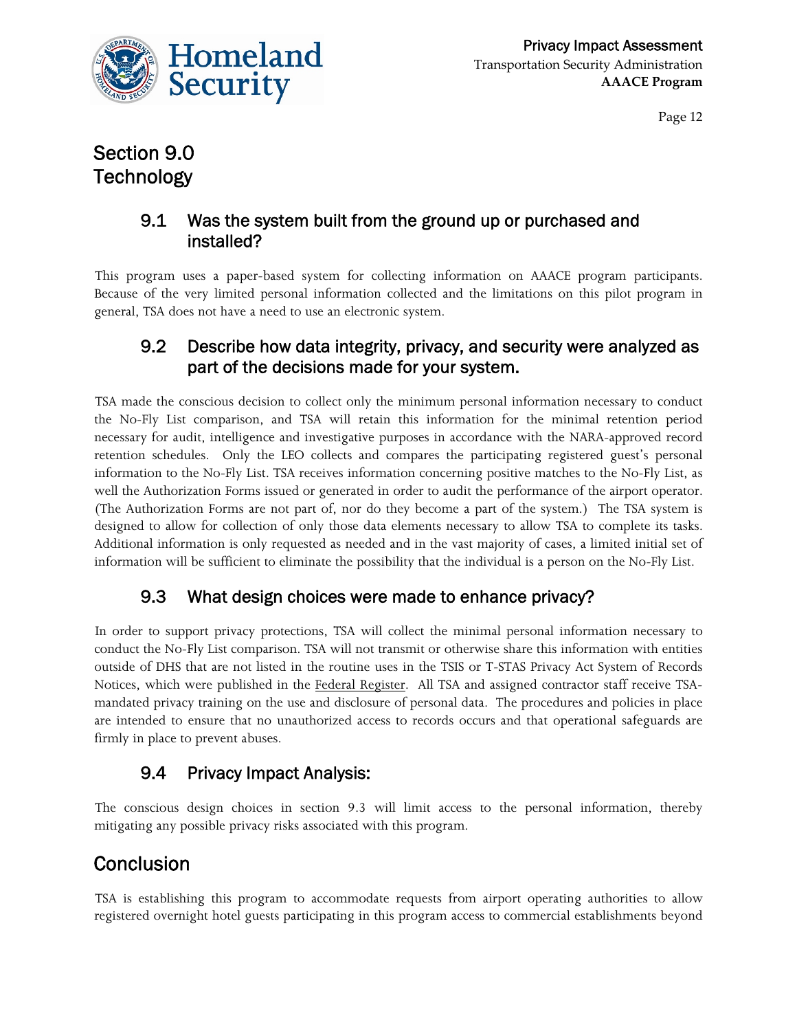# Section 9.0 Technology

## 9.1 Was the system built from the ground up or purchased and installed?

This program uses a paper-based system for collecting information on AAACE program participants. Because of the very limited personal information collected and the limitations on this pilot program in general, TSA does not have a need to use an electronic system.

## 9.2 Describe how data integrity, privacy, and security were analyzed as part of the decisions made for your system.

TSA made the conscious decision to collect only the minimum personal information necessary to conduct the No-Fly List comparison, and TSA will retain this information for the minimal retention period necessary for audit, intelligence and investigative purposes in accordance with the NARA-approved record retention schedules. Only the LEO collects and compares the participating registered guest's personal information to the No-Fly List. TSA receives information concerning positive matches to the No-Fly List, as well the Authorization Forms issued or generated in order to audit the performance of the airport operator. (The Authorization Forms are not part of, nor do they become a part of the system.) The TSA system is designed to allow for collection of only those data elements necessary to allow TSA to complete its tasks. Additional information is only requested as needed and in the vast majority of cases, a limited initial set of information will be sufficient to eliminate the possibility that the individual is a person on the No-Fly List.

## 9.3 What design choices were made to enhance privacy?

In order to support privacy protections, TSA will collect the minimal personal information necessary to conduct the No-Fly List comparison. TSA will not transmit or otherwise share this information with entities outside of DHS that are not listed in the routine uses in the TSIS or T-STAS Privacy Act System of Records Notices, which were published in the Federal Register. All TSA and assigned contractor staff receive TSA-mandated privacy training on the use and disclosure of personal data. The procedures and policies in place are intended to ensure that no unauthorized access to records occurs and that operational safeguards are firmly in place to prevent abuses.

## 9.4 Privacy Impact Analysis:

The conscious design choices in section 9.3 will limit access to the personal information, thereby mitigating any possible privacy risks associated with this program.

# Conclusion

TSA is establishing this program to accommodate requests from airport operating authorities to allow registered overnight hotel guests participating in this program access to commercial establishments beyond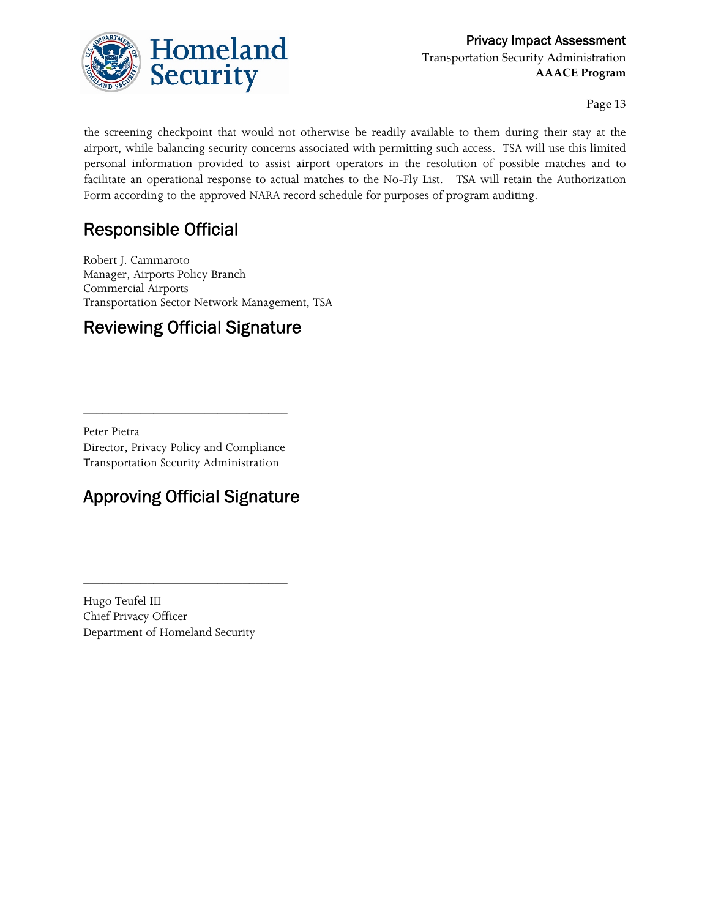the screening checkpoint that would not otherwise be readily available to them during their stay at the airport, while balancing security concerns associated with permitting such access. TSA will use this limited personal information provided to assist airport operators in the resolution of possible matches and to facilitate an operational response to actual matches to the No-Fly List. TSA will retain the Authorization Form according to the approved NARA record schedule for purposes of program auditing.

## Responsible Official

Robert J. Cammaroto
Manager, Airports Policy Branch
Commercial Airports
Transportation Sector Network Management, TSA

## Reviewing Official Signature

________________________________

Peter Pietra
Director, Privacy Policy and Compliance
Transportation Security Administration

## Approving Official Signature

________________________________

Hugo Teufel III
Chief Privacy Officer
Department of Homeland Security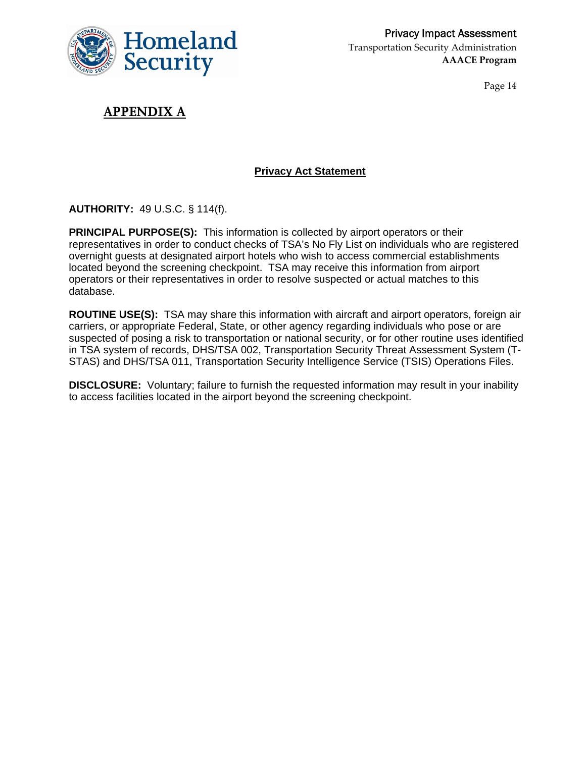# APPENDIX A

## Privacy Act Statement

**AUTHORITY:** 49 U.S.C. § 114(f).

**PRINCIPAL PURPOSE(S):** This information is collected by airport operators or their representatives in order to conduct checks of TSA's No Fly List on individuals who are registered overnight guests at designated airport hotels who wish to access commercial establishments located beyond the screening checkpoint. TSA may receive this information from airport operators or their representatives in order to resolve suspected or actual matches to this database.

**ROUTINE USE(S):** TSA may share this information with aircraft and airport operators, foreign air carriers, or appropriate Federal, State, or other agency regarding individuals who pose or are suspected of posing a risk to transportation or national security, or for other routine uses identified in TSA system of records, DHS/TSA 002, Transportation Security Threat Assessment System (T-STAS) and DHS/TSA 011, Transportation Security Intelligence Service (TSIS) Operations Files.

**DISCLOSURE:** Voluntary; failure to furnish the requested information may result in your inability to access facilities located in the airport beyond the screening checkpoint.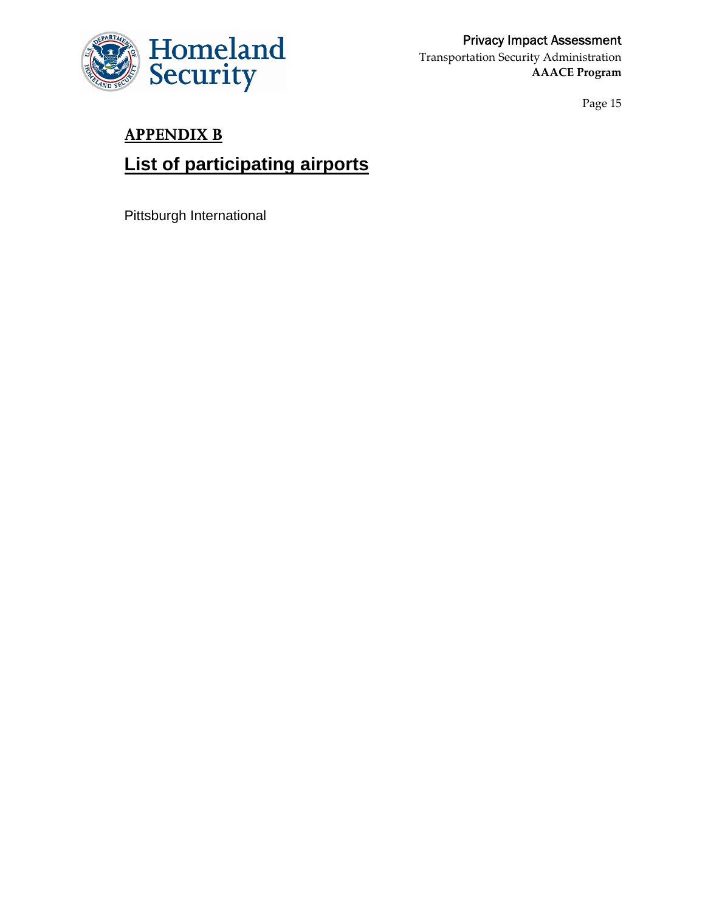## APPENDIX B

## List of participating airports

Pittsburgh International